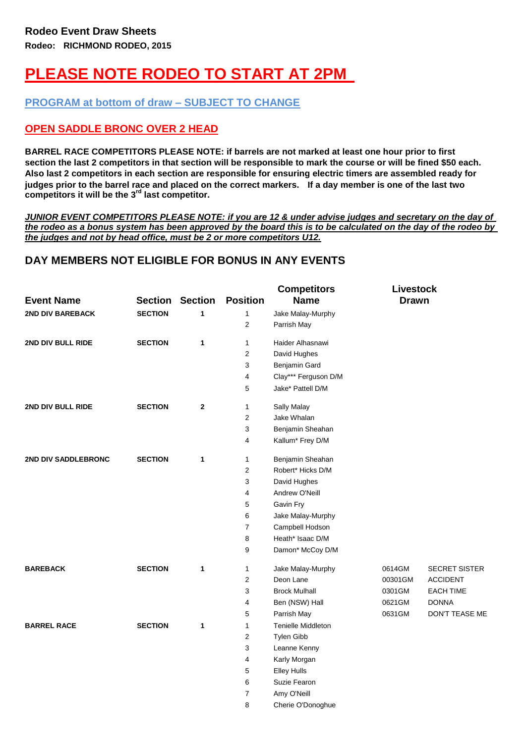## Rodeo Event Draw Sheets

**Rodeo: RICHMOND RODEO, 2015**

# PLEASE NOTE RODEO TO START AT 2PM

### PROGRAM at bottom of draw – SUBJECT TO CHANGE

### OPEN SADDLE BRONC OVER 2 HEAD

**BARREL RACE COMPETITORS PLEASE NOTE: if barrels are not marked at least one hour prior to first section the last 2 competitors in that section will be responsible to mark the course or will be fined $50 each. Also last 2 competitors in each section are responsible for ensuring electric timers are assembled ready for judges prior to the barrel race and placed on the correct markers. If a day member is one of the last two competitors it will be the 3rd last competitor.**

***JUNIOR EVENT COMPETITORS PLEASE NOTE: if you are 12 & under advise judges and secretary on the day of the rodeo as a bonus system has been approved by the board this is to be calculated on the day of the rodeo by the judges and not by head office, must be 2 or more competitors U12.***

## DAY MEMBERS NOT ELIGIBLE FOR BONUS IN ANY EVENTS

| Event Name | Section | Section | Position | Competitors Name | Livestock Drawn | |
|---|---|---|---|---|---|---|
| 2ND DIV BAREBACK | SECTION | 1 | 1 | Jake Malay-Murphy | | |
| | | | 2 | Parrish May | | |
| 2ND DIV BULL RIDE | SECTION | 1 | 1 | Haider Alhasnawi | | |
| | | | 2 | David Hughes | | |
| | | | 3 | Benjamin Gard | | |
| | | | 4 | Clay*** Ferguson D/M | | |
| | | | 5 | Jake* Pattell D/M | | |
| 2ND DIV BULL RIDE | SECTION | 2 | 1 | Sally Malay | | |
| | | | 2 | Jake Whalan | | |
| | | | 3 | Benjamin Sheahan | | |
| | | | 4 | Kallum* Frey D/M | | |
| 2ND DIV SADDLEBRONC | SECTION | 1 | 1 | Benjamin Sheahan | | |
| | | | 2 | Robert* Hicks D/M | | |
| | | | 3 | David Hughes | | |
| | | | 4 | Andrew O'Neill | | |
| | | | 5 | Gavin Fry | | |
| | | | 6 | Jake Malay-Murphy | | |
| | | | 7 | Campbell Hodson | | |
| | | | 8 | Heath* Isaac D/M | | |
| | | | 9 | Damon* McCoy D/M | | |
| BAREBACK | SECTION | 1 | 1 | Jake Malay-Murphy | 0614GM | SECRET SISTER |
| | | | 2 | Deon Lane | 00301GM | ACCIDENT |
| | | | 3 | Brock Mulhall | 0301GM | EACH TIME |
| | | | 4 | Ben (NSW) Hall | 0621GM | DONNA |
| | | | 5 | Parrish May | 0631GM | DON'T TEASE ME |
| BARREL RACE | SECTION | 1 | 1 | Tenielle Middleton | | |
| | | | 2 | Tylen Gibb | | |
| | | | 3 | Leanne Kenny | | |
| | | | 4 | Karly Morgan | | |
| | | | 5 | Elley Hulls | | |
| | | | 6 | Suzie Fearon | | |
| | | | 7 | Amy O'Neill | | |
| | | | 8 | Cherie O'Donoghue | | |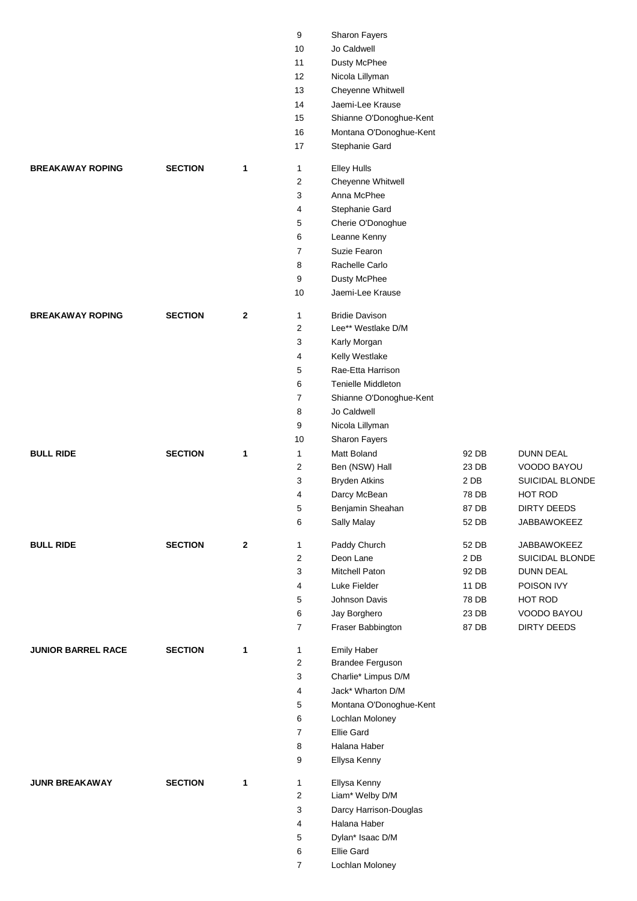| Event | | Section | Order | Name | Number | Animal |
|---|---|---|---|---|---|---|
| | | | 9 | Sharon Fayers | | |
| | | | 10 | Jo Caldwell | | |
| | | | 11 | Dusty McPhee | | |
| | | | 12 | Nicola Lillyman | | |
| | | | 13 | Cheyenne Whitwell | | |
| | | | 14 | Jaemi-Lee Krause | | |
| | | | 15 | Shianne O'Donoghue-Kent | | |
| | | | 16 | Montana O'Donoghue-Kent | | |
| | | | 17 | Stephanie Gard | | |
| **BREAKAWAY ROPING** | **SECTION** | **1** | 1 | Elley Hulls | | |
| | | | 2 | Cheyenne Whitwell | | |
| | | | 3 | Anna McPhee | | |
| | | | 4 | Stephanie Gard | | |
| | | | 5 | Cherie O'Donoghue | | |
| | | | 6 | Leanne Kenny | | |
| | | | 7 | Suzie Fearon | | |
| | | | 8 | Rachelle Carlo | | |
| | | | 9 | Dusty McPhee | | |
| | | | 10 | Jaemi-Lee Krause | | |
| **BREAKAWAY ROPING** | **SECTION** | **2** | 1 | Bridie Davison | | |
| | | | 2 | Lee** Westlake D/M | | |
| | | | 3 | Karly Morgan | | |
| | | | 4 | Kelly Westlake | | |
| | | | 5 | Rae-Etta Harrison | | |
| | | | 6 | Tenielle Middleton | | |
| | | | 7 | Shianne O'Donoghue-Kent | | |
| | | | 8 | Jo Caldwell | | |
| | | | 9 | Nicola Lillyman | | |
| | | | 10 | Sharon Fayers | | |
| **BULL RIDE** | **SECTION** | **1** | 1 | Matt Boland | 92 DB | DUNN DEAL |
| | | | 2 | Ben (NSW) Hall | 23 DB | VOODO BAYOU |
| | | | 3 | Bryden Atkins | 2 DB | SUICIDAL BLONDE |
| | | | 4 | Darcy McBean | 78 DB | HOT ROD |
| | | | 5 | Benjamin Sheahan | 87 DB | DIRTY DEEDS |
| | | | 6 | Sally Malay | 52 DB | JABBAWOKEEZ |
| **BULL RIDE** | **SECTION** | **2** | 1 | Paddy Church | 52 DB | JABBAWOKEEZ |
| | | | 2 | Deon Lane | 2 DB | SUICIDAL BLONDE |
| | | | 3 | Mitchell Paton | 92 DB | DUNN DEAL |
| | | | 4 | Luke Fielder | 11 DB | POISON IVY |
| | | | 5 | Johnson Davis | 78 DB | HOT ROD |
| | | | 6 | Jay Borghero | 23 DB | VOODO BAYOU |
| | | | 7 | Fraser Babbington | 87 DB | DIRTY DEEDS |
| **JUNIOR BARREL RACE** | **SECTION** | **1** | 1 | Emily Haber | | |
| | | | 2 | Brandee Ferguson | | |
| | | | 3 | Charlie* Limpus D/M | | |
| | | | 4 | Jack* Wharton D/M | | |
| | | | 5 | Montana O'Donoghue-Kent | | |
| | | | 6 | Lochlan Moloney | | |
| | | | 7 | Ellie Gard | | |
| | | | 8 | Halana Haber | | |
| | | | 9 | Ellysa Kenny | | |
| **JUNR BREAKAWAY** | **SECTION** | **1** | 1 | Ellysa Kenny | | |
| | | | 2 | Liam* Welby D/M | | |
| | | | 3 | Darcy Harrison-Douglas | | |
| | | | 4 | Halana Haber | | |
| | | | 5 | Dylan* Isaac D/M | | |
| | | | 6 | Ellie Gard | | |
| | | | 7 | Lochlan Moloney | | |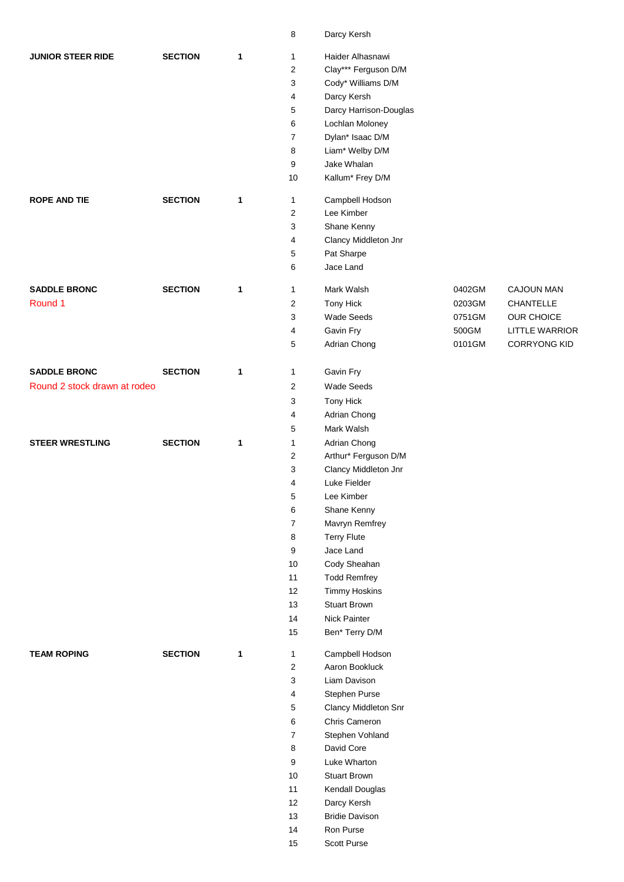| | | | | | | |
|---|---|---|---|---|---|---|
| | | | 8 | Darcy Kersh | | |
| **JUNIOR STEER RIDE** | **SECTION** | **1** | 1 | Haider Alhasnawi | | |
| | | | 2 | Clay*** Ferguson D/M | | |
| | | | 3 | Cody* Williams D/M | | |
| | | | 4 | Darcy Kersh | | |
| | | | 5 | Darcy Harrison-Douglas | | |
| | | | 6 | Lochlan Moloney | | |
| | | | 7 | Dylan* Isaac D/M | | |
| | | | 8 | Liam* Welby D/M | | |
| | | | 9 | Jake Whalan | | |
| | | | 10 | Kallum* Frey D/M | | |
| **ROPE AND TIE** | **SECTION** | **1** | 1 | Campbell Hodson | | |
| | | | 2 | Lee Kimber | | |
| | | | 3 | Shane Kenny | | |
| | | | 4 | Clancy Middleton Jnr | | |
| | | | 5 | Pat Sharpe | | |
| | | | 6 | Jace Land | | |
| **SADDLE BRONC** | **SECTION** | **1** | 1 | Mark Walsh | 0402GM | CAJOUN MAN |
| Round 1 | | | 2 | Tony Hick | 0203GM | CHANTELLE |
| | | | 3 | Wade Seeds | 0751GM | OUR CHOICE |
| | | | 4 | Gavin Fry | 500GM | LITTLE WARRIOR |
| | | | 5 | Adrian Chong | 0101GM | CORRYONG KID |
| **SADDLE BRONC** | **SECTION** | **1** | 1 | Gavin Fry | | |
| Round 2 stock drawn at rodeo | | | 2 | Wade Seeds | | |
| | | | 3 | Tony Hick | | |
| | | | 4 | Adrian Chong | | |
| | | | 5 | Mark Walsh | | |
| **STEER WRESTLING** | **SECTION** | **1** | 1 | Adrian Chong | | |
| | | | 2 | Arthur* Ferguson D/M | | |
| | | | 3 | Clancy Middleton Jnr | | |
| | | | 4 | Luke Fielder | | |
| | | | 5 | Lee Kimber | | |
| | | | 6 | Shane Kenny | | |
| | | | 7 | Mavryn Remfrey | | |
| | | | 8 | Terry Flute | | |
| | | | 9 | Jace Land | | |
| | | | 10 | Cody Sheahan | | |
| | | | 11 | Todd Remfrey | | |
| | | | 12 | Timmy Hoskins | | |
| | | | 13 | Stuart Brown | | |
| | | | 14 | Nick Painter | | |
| | | | 15 | Ben* Terry D/M | | |
| **TEAM ROPING** | **SECTION** | **1** | 1 | Campbell Hodson | | |
| | | | 2 | Aaron Bookluck | | |
| | | | 3 | Liam Davison | | |
| | | | 4 | Stephen Purse | | |
| | | | 5 | Clancy Middleton Snr | | |
| | | | 6 | Chris Cameron | | |
| | | | 7 | Stephen Vohland | | |
| | | | 8 | David Core | | |
| | | | 9 | Luke Wharton | | |
| | | | 10 | Stuart Brown | | |
| | | | 11 | Kendall Douglas | | |
| | | | 12 | Darcy Kersh | | |
| | | | 13 | Bridie Davison | | |
| | | | 14 | Ron Purse | | |
| | | | 15 | Scott Purse | | |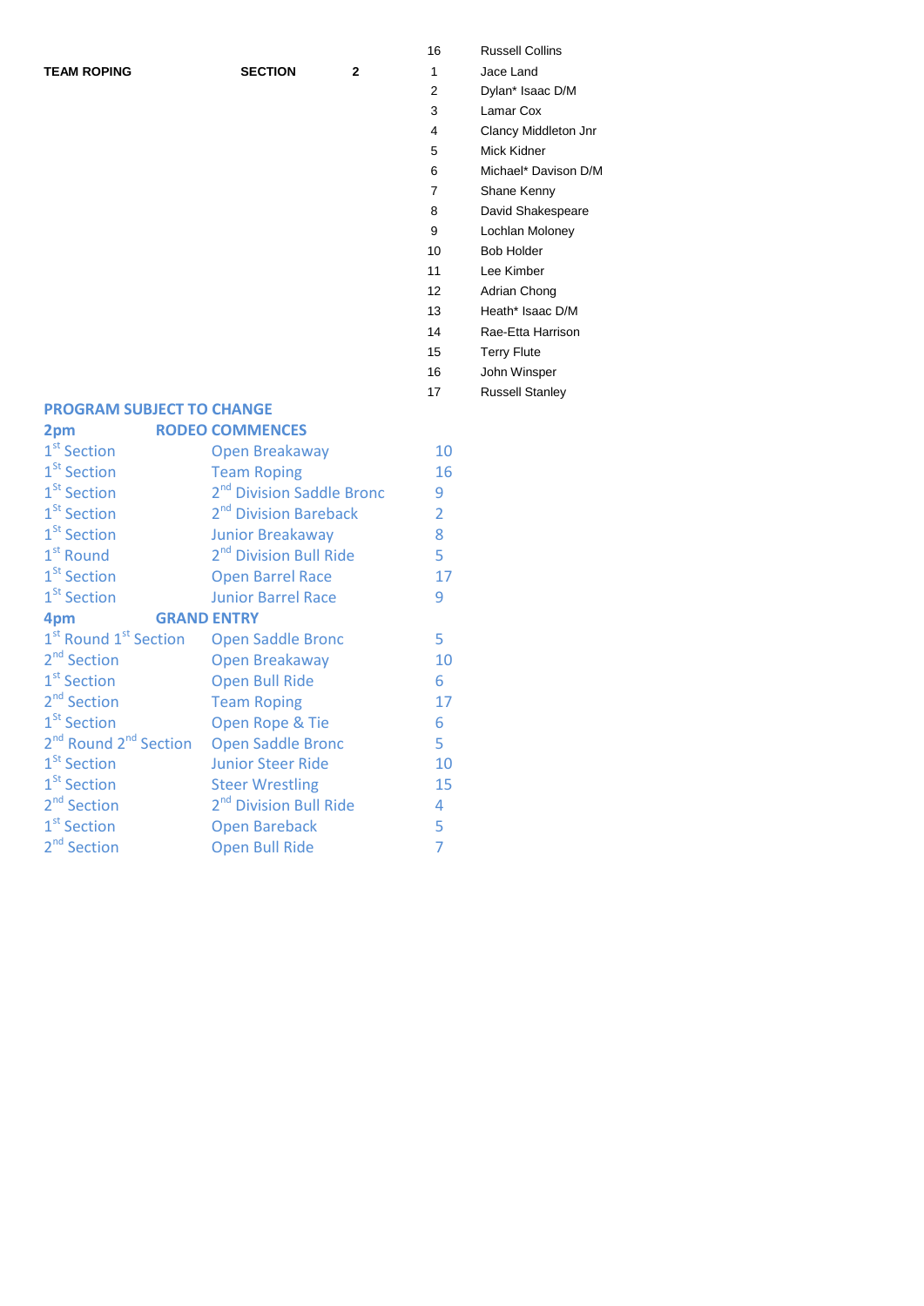| | |
|---|---|
| 16 | Russell Collins |

**TEAM ROPING** **SECTION** **2**

| | |
|---|---|
| 1 | Jace Land |
| 2 | Dylan* Isaac D/M |
| 3 | Lamar Cox |
| 4 | Clancy Middleton Jnr |
| 5 | Mick Kidner |
| 6 | Michael* Davison D/M |
| 7 | Shane Kenny |
| 8 | David Shakespeare |
| 9 | Lochlan Moloney |
| 10 | Bob Holder |
| 11 | Lee Kimber |
| 12 | Adrian Chong |
| 13 | Heath* Isaac D/M |
| 14 | Rae-Etta Harrison |
| 15 | Terry Flute |
| 16 | John Winsper |
| 17 | Russell Stanley |

**PROGRAM SUBJECT TO CHANGE**

**2pm** **RODEO COMMENCES**

| | | |
|---|---|---|
| 1st Section | Open Breakaway | 10 |
| 1st Section | Team Roping | 16 |
| 1st Section | 2nd Division Saddle Bronc | 9 |
| 1st Section | 2nd Division Bareback | 2 |
| 1st Section | Junior Breakaway | 8 |
| 1st Round | 2nd Division Bull Ride | 5 |
| 1st Section | Open Barrel Race | 17 |
| 1st Section | Junior Barrel Race | 9 |

**4pm** **GRAND ENTRY**

| | | |
|---|---|---|
| 1st Round 1st Section | Open Saddle Bronc | 5 |
| 2nd Section | Open Breakaway | 10 |
| 1st Section | Open Bull Ride | 6 |
| 2nd Section | Team Roping | 17 |
| 1st Section | Open Rope & Tie | 6 |
| 2nd Round 2nd Section | Open Saddle Bronc | 5 |
| 1st Section | Junior Steer Ride | 10 |
| 1st Section | Steer Wrestling | 15 |
| 2nd Section | 2nd Division Bull Ride | 4 |
| 1st Section | Open Bareback | 5 |
| 2nd Section | Open Bull Ride | 7 |